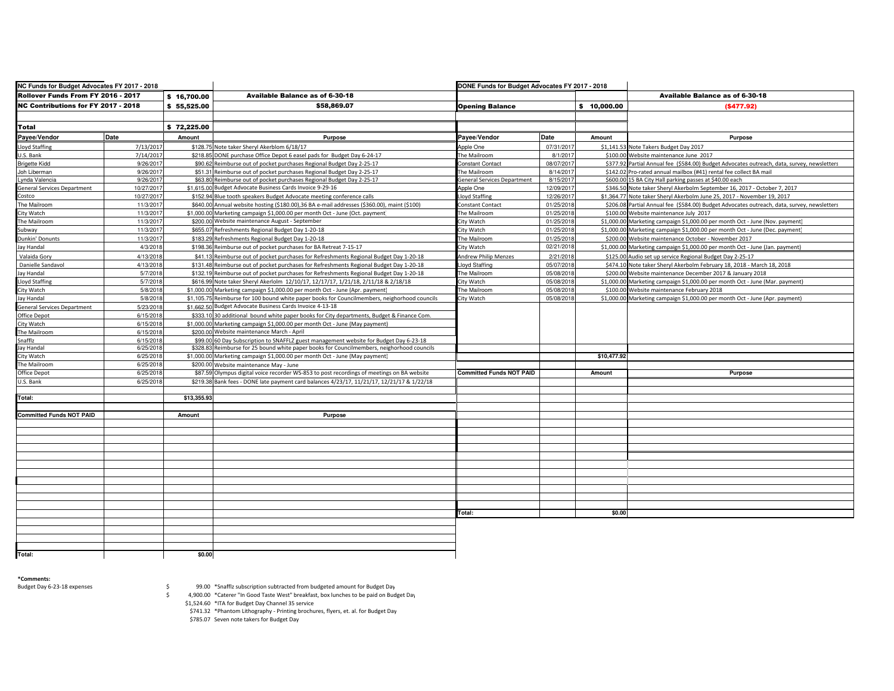## NC Funds for Budget Advocates FY 2017 - 2018

| | | | |
|---|---|---|---|
| **Rollover Funds From FY 2016 - 2017** | | **$ 16,700.00** | **Available Balance as of 6-30-18** |
| **NC Contributions for FY 2017 - 2018** | | **$ 55,525.00** | **$58,869.07** |
| **Total** | | **$ 72,225.00** | |

| Payee/Vendor | Date | Amount | Purpose |
|---|---|---|---|
| Lloyd Staffing | 7/13/2017 | $128.75 | Note taker Sheryl Akerblom 6/18/17 |
| U.S. Bank | 7/14/2017 | $218.85 | DONE purchase Office Depot 6 easel pads for Budget Day 6-24-17 |
| Brigette Kidd | 9/26/2017 | $90.62 | Reimburse out of pocket purchases Regional Budget Day 2-25-17 |
| Joh Liberman | 9/26/2017 | $51.31 | Reimburse out of pocket purchases Regional Budget Day 2-25-17 |
| Lynda Valencia | 9/26/2017 | $63.80 | Reimburse out of pocket purchases Regional Budget Day 2-25-17 |
| General Services Department | 10/27/2017 | $1,615.00 | Budget Advocate Business Cards Invoice 9-29-16 |
| Costco | 10/27/2017 | $152.94 | Blue tooth speakers Budget Advocate meeting conference calls |
| The Mailroom | 11/3/2017 | $640.00 | Annual website hosting ($180.00),36 BA e-mail addresses ($360.00), maint ($100) |
| City Watch | 11/3/2017 | $1,000.00 | Marketing campaign $1,000.00 per month Oct - June (Oct. payment) |
| The Mailroom | 11/3/2017 | $200.00 | Website maintenance August - September |
| Subway | 11/3/2017 | $655.07 | Refreshments Regional Budget Day 1-20-18 |
| Dunkin' Donunts | 11/3/2017 | $183.29 | Refreshments Regional Budget Day 1-20-18 |
| Jay Handal | 4/3/2018 | $198.36 | Reimburse out of pocket purchases for BA Retreat 7-15-17 |
| Valaida Gory | 4/13/2018 | $41.13 | Reimburse out of pocket purchases for Refreshments Regional Budget Day 1-20-18 |
| Danielle Sandavol | 4/13/2018 | $131.48 | Reimburse out of pocket purchases for Refreshments Regional Budget Day 1-20-18 |
| Jay Handal | 5/7/2018 | $132.19 | Reimburse out of pocket purchases for Refreshments Regional Budget Day 1-20-18 |
| Lloyd Staffing | 5/7/2018 | $616.99 | Note taker Sheryl Akerlolm 12/10/17, 12/17/17, 1/21/18, 2/11/18 & 2/18/18 |
| City Watch | 5/8/2018 | $1,000.00 | Marketing campaign $1,000.00 per month Oct - June (Apr. payment) |
| Jay Handal | 5/8/2018 | $1,105.75 | Reimburse for 100 bound white paper books for Councilmembers, neighorhood councils |
| General Services Department | 5/23/2018 | $1,662.50 | Budget Advocate Business Cards Invoice 4-13-18 |
| Office Depot | 6/15/2018 | $333.10 | 30 additional bound white paper books for City departments, Budget & Finance Com. |
| City Watch | 6/15/2018 | $1,000.00 | Marketing campaign $1,000.00 per month Oct - June (May payment) |
| The Mailroom | 6/15/2018 | $200.00 | Website maintenance March - April |
| Snafflz | 6/15/2018 | $99.00 | 60 Day Subscription to SNAFFLZ guest management website for Budget Day 6-23-18 |
| Jay Handal | 6/25/2018 | $328.83 | Reimburse for 25 bound white paper books for Councilmembers, neighorhood councils |
| City Watch | 6/25/2018 | $1,000.00 | Marketing campaign $1,000.00 per month Oct - June (May payment) |
| The Mailroom | 6/25/2018 | $200.00 | Website maintenance May - June |
| Office Depot | 6/25/2018 | $87.59 | Olympus digital voice recorder WS-853 to post recordings of meetings on BA website |
| U.S. Bank | 6/25/2018 | $219.38 | Bank fees - DONE late payment card balances 4/23/17, 11/21/17, 12/21/17 & 1/22/18 |
| **Total:** | | **$13,355.93** | |

| Committed Funds NOT PAID | | Amount | Purpose |
|---|---|---|---|
| **Total:** | | **$0.00** | |

## DONE Funds for Budget Advocates FY 2017 - 2018

| | | | |
|---|---|---|---|
| **Opening Balance** | | **$ 10,000.00** | **Available Balance as of 6-30-18** |
| | | | **($477.92)** |

| Payee/Vendor | Date | Amount | Purpose |
|---|---|---|---|
| Apple One | 07/31/2017 | $1,141.53 | Note Takers Budget Day 2017 |
| The Mailroom | 8/1/2017 | $100.00 | Website maintenance June 2017 |
| Constant Contact | 08/07/2017 | $377.92 | Partial Annual fee ($584.00) Budget Advocates outreach, data, survey, newsletters |
| The Mailroom | 8/14/2017 | $142.02 | Pro-rated annual mailbox (#41) rental fee collect BA mail |
| General Services Department | 8/15/2017 | $600.00 | 15 BA City Hall parking passes at $40.00 each |
| Apple One | 12/09/2017 | $346.50 | Note taker Sheryl Akerbolm September 16, 2017 - October 7, 2017 |
| Lloyd Staffing | 12/26/2017 | $1,364.77 | Note taker Sheryl Akerbolm June 25, 2017 - November 19, 2017 |
| Constant Contact | 01/25/2018 | $206.08 | Partial Annual fee ($584.00) Budget Advocates outreach, data, survey, newsletters |
| The Mailroom | 01/25/2018 | $100.00 | Website maintenance July 2017 |
| City Watch | 01/25/2018 | $1,000.00 | Marketing campaign $1,000.00 per month Oct - June (Nov. payment) |
| City Watch | 01/25/2018 | $1,000.00 | Marketing campaign $1,000.00 per month Oct - June (Dec. payment) |
| The Mailroom | 01/25/2018 | $200.00 | Website maintenance October - November 2017 |
| City Watch | 02/21/2018 | $1,000.00 | Marketing campaign $1,000.00 per month Oct - June (Jan. payment) |
| Andrew Philip Menzes | 2/21/2018 | $125.00 | Audio set up service Regional Budget Day 2-25-17 |
| Lloyd Staffing | 05/07/2018 | $474.10 | Note taker Sheryl Akerbolm February 18, 2018 - March 18, 2018 |
| The Mailroom | 05/08/2018 | $200.00 | Website maintenance December 2017 & January 2018 |
| City Watch | 05/08/2018 | $1,000.00 | Marketing campaign $1,000.00 per month Oct - June (Mar. payment) |
| The Mailroom | 05/08/2018 | $100.00 | Website maintenance February 2018 |
| City Watch | 05/08/2018 | $1,000.00 | Marketing campaign $1,000.00 per month Oct - June (Apr. payment) |
| | | **$10,477.92** | |

| Committed Funds NOT PAID | | Amount | Purpose |
|---|---|---|---|
| **Total:** | | **$0.00** | |

**\*Comments:**

| | | |
|---|---|---|
| Budget Day 6-23-18 expenses | $ 99.00 | *Snafflz subscription subtracted from budgeted amount for Budget Day |
| | $ 4,900.00 | *Caterer "In Good Taste West" breakfast, box lunches to be paid on Budget Day |
| | $1,524.60 | *ITA for Budget Day Channel 35 service |
| | $741.32 | *Phantom Lithography - Printing brochures, flyers, et. al. for Budget Day |
| | $785.07 | Seven note takers for Budget Day |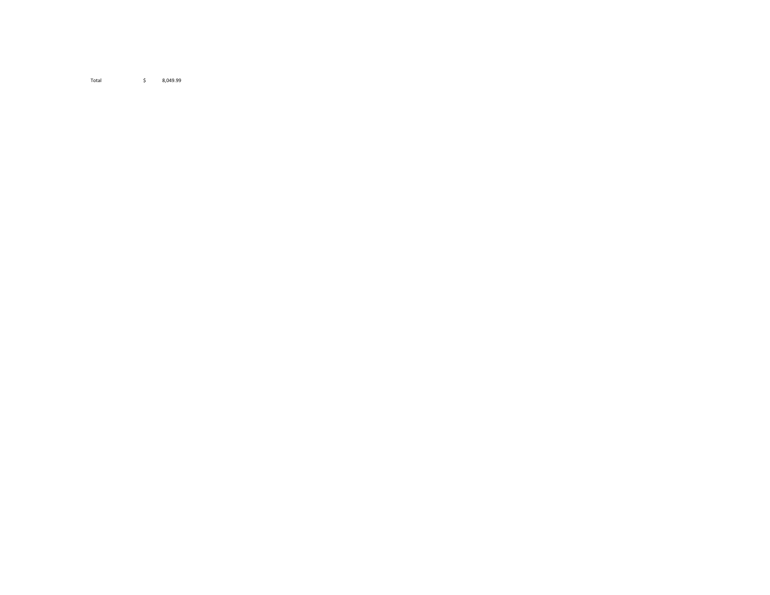| | | |
|---|---|---|
| Total | $ | 8,049.99 |